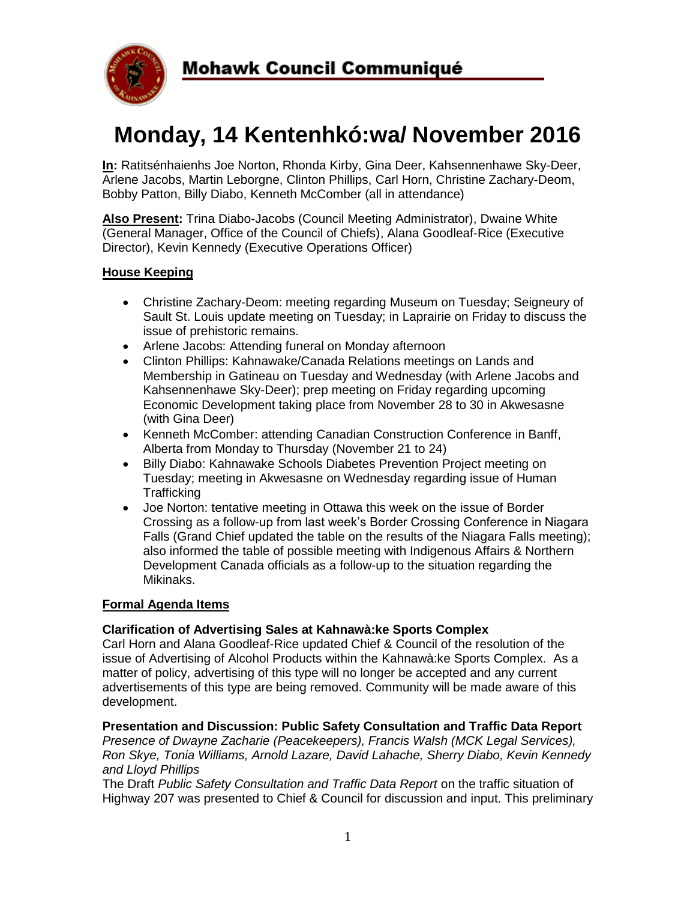# Mohawk Council Communiqué

# Monday, 14 Kentenhkó:wa/ November 2016

**In:** Ratitsénhaienhs Joe Norton, Rhonda Kirby, Gina Deer, Kahsennenhawe Sky-Deer, Arlene Jacobs, Martin Leborgne, Clinton Phillips, Carl Horn, Christine Zachary-Deom, Bobby Patton, Billy Diabo, Kenneth McComber (all in attendance)

**Also Present:** Trina Diabo-Jacobs (Council Meeting Administrator), Dwaine White (General Manager, Office of the Council of Chiefs), Alana Goodleaf-Rice (Executive Director), Kevin Kennedy (Executive Operations Officer)

## House Keeping

- Christine Zachary-Deom: meeting regarding Museum on Tuesday; Seigneury of Sault St. Louis update meeting on Tuesday; in Laprairie on Friday to discuss the issue of prehistoric remains.
- Arlene Jacobs: Attending funeral on Monday afternoon
- Clinton Phillips: Kahnawake/Canada Relations meetings on Lands and Membership in Gatineau on Tuesday and Wednesday (with Arlene Jacobs and Kahsennenhawe Sky-Deer); prep meeting on Friday regarding upcoming Economic Development taking place from November 28 to 30 in Akwesasne (with Gina Deer)
- Kenneth McComber: attending Canadian Construction Conference in Banff, Alberta from Monday to Thursday (November 21 to 24)
- Billy Diabo: Kahnawake Schools Diabetes Prevention Project meeting on Tuesday; meeting in Akwesasne on Wednesday regarding issue of Human Trafficking
- Joe Norton: tentative meeting in Ottawa this week on the issue of Border Crossing as a follow-up from last week's Border Crossing Conference in Niagara Falls (Grand Chief updated the table on the results of the Niagara Falls meeting); also informed the table of possible meeting with Indigenous Affairs & Northern Development Canada officials as a follow-up to the situation regarding the Mikinaks.

## Formal Agenda Items

### Clarification of Advertising Sales at Kahnawà:ke Sports Complex

Carl Horn and Alana Goodleaf-Rice updated Chief & Council of the resolution of the issue of Advertising of Alcohol Products within the Kahnawà:ke Sports Complex. As a matter of policy, advertising of this type will no longer be accepted and any current advertisements of this type are being removed. Community will be made aware of this development.

### Presentation and Discussion: Public Safety Consultation and Traffic Data Report

*Presence of Dwayne Zacharie (Peacekeepers), Francis Walsh (MCK Legal Services), Ron Skye, Tonia Williams, Arnold Lazare, David Lahache, Sherry Diabo, Kevin Kennedy and Lloyd Phillips*

The Draft *Public Safety Consultation and Traffic Data Report* on the traffic situation of Highway 207 was presented to Chief & Council for discussion and input. This preliminary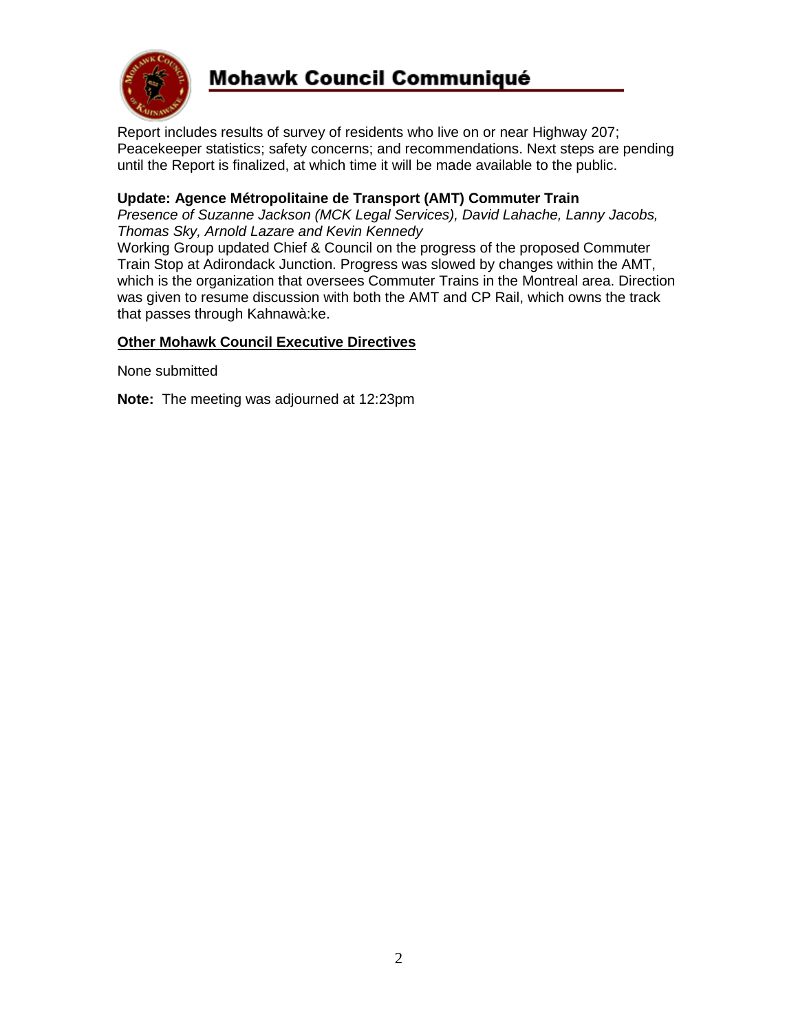Report includes results of survey of residents who live on or near Highway 207; Peacekeeper statistics; safety concerns; and recommendations. Next steps are pending until the Report is finalized, at which time it will be made available to the public.

**Update: Agence Métropolitaine de Transport (AMT) Commuter Train**

*Presence of Suzanne Jackson (MCK Legal Services), David Lahache, Lanny Jacobs, Thomas Sky, Arnold Lazare and Kevin Kennedy*

Working Group updated Chief & Council on the progress of the proposed Commuter Train Stop at Adirondack Junction. Progress was slowed by changes within the AMT, which is the organization that oversees Commuter Trains in the Montreal area. Direction was given to resume discussion with both the AMT and CP Rail, which owns the track that passes through Kahnawà:ke.

**Other Mohawk Council Executive Directives**

None submitted

**Note:** The meeting was adjourned at 12:23pm